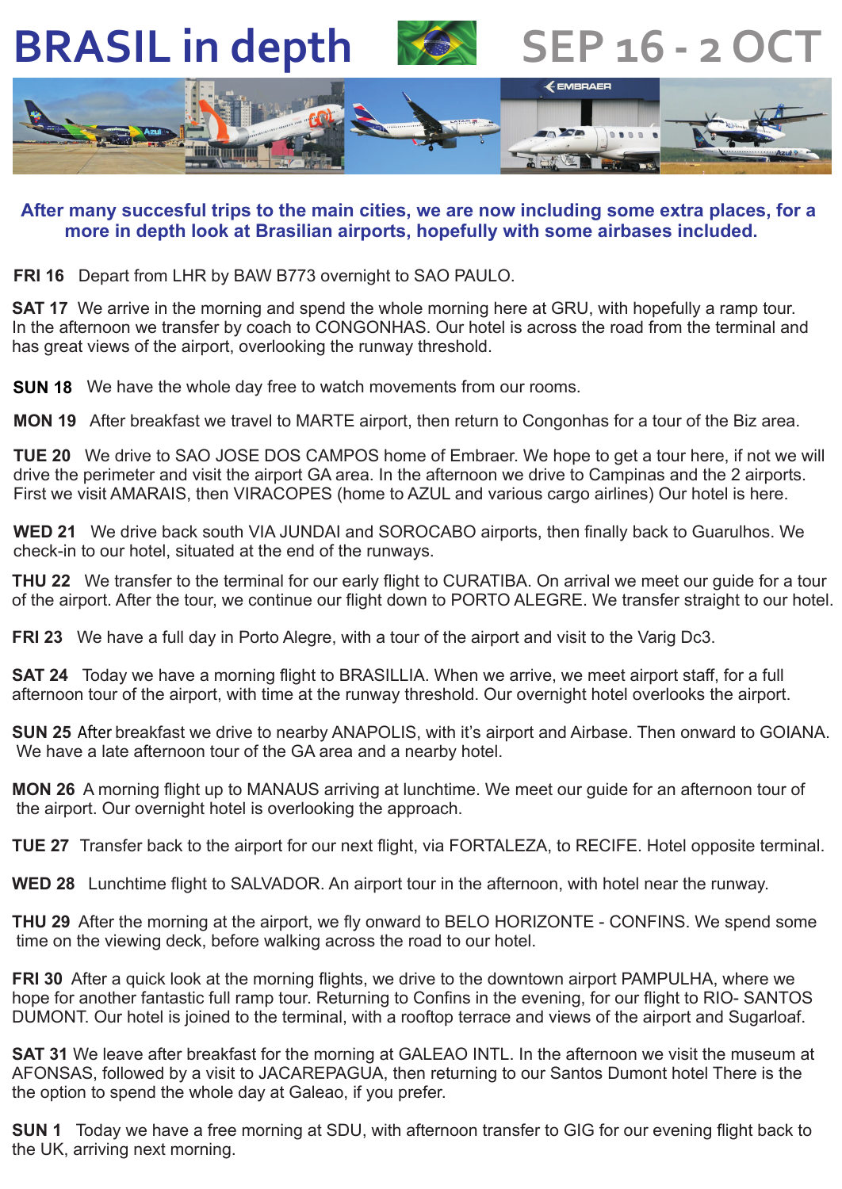# BRASIL in depth SEP 16 - 2 OCT

**After many succesful trips to the main cities, we are now including some extra places, for a more in depth look at Brasilian airports, hopefully with some airbases included.**

**FRI 16** Depart from LHR by BAW B773 overnight to SAO PAULO.

**SAT 17** We arrive in the morning and spend the whole morning here at GRU, with hopefully a ramp tour. In the afternoon we transfer by coach to CONGONHAS. Our hotel is across the road from the terminal and has great views of the airport, overlooking the runway threshold.

**SUN 18** We have the whole day free to watch movements from our rooms.

**MON 19** After breakfast we travel to MARTE airport, then return to Congonhas for a tour of the Biz area.

**TUE 20** We drive to SAO JOSE DOS CAMPOS home of Embraer. We hope to get a tour here, if not we will drive the perimeter and visit the airport GA area. In the afternoon we drive to Campinas and the 2 airports. First we visit AMARAIS, then VIRACOPES (home to AZUL and various cargo airlines) Our hotel is here.

**WED 21** We drive back south VIA JUNDAI and SOROCABO airports, then finally back to Guarulhos. We check-in to our hotel, situated at the end of the runways.

**THU 22** We transfer to the terminal for our early flight to CURATIBA. On arrival we meet our guide for a tour of the airport. After the tour, we continue our flight down to PORTO ALEGRE. We transfer straight to our hotel.

**FRI 23** We have a full day in Porto Alegre, with a tour of the airport and visit to the Varig Dc3.

**SAT 24** Today we have a morning flight to BRASILLIA. When we arrive, we meet airport staff, for a full afternoon tour of the airport, with time at the runway threshold. Our overnight hotel overlooks the airport.

**SUN 25** After breakfast we drive to nearby ANAPOLIS, with it's airport and Airbase. Then onward to GOIANA. We have a late afternoon tour of the GA area and a nearby hotel.

**MON 26** A morning flight up to MANAUS arriving at lunchtime. We meet our guide for an afternoon tour of the airport. Our overnight hotel is overlooking the approach.

**TUE 27** Transfer back to the airport for our next flight, via FORTALEZA, to RECIFE. Hotel opposite terminal.

**WED 28** Lunchtime flight to SALVADOR. An airport tour in the afternoon, with hotel near the runway.

**THU 29** After the morning at the airport, we fly onward to BELO HORIZONTE - CONFINS. We spend some time on the viewing deck, before walking across the road to our hotel.

**FRI 30** After a quick look at the morning flights, we drive to the downtown airport PAMPULHA, where we hope for another fantastic full ramp tour. Returning to Confins in the evening, for our flight to RIO- SANTOS DUMONT. Our hotel is joined to the terminal, with a rooftop terrace and views of the airport and Sugarloaf.

**SAT 31** We leave after breakfast for the morning at GALEAO INTL. In the afternoon we visit the museum at AFONSAS, followed by a visit to JACAREPAGUA, then returning to our Santos Dumont hotel There is the the option to spend the whole day at Galeao, if you prefer.

**SUN 1** Today we have a free morning at SDU, with afternoon transfer to GIG for our evening flight back to the UK, arriving next morning.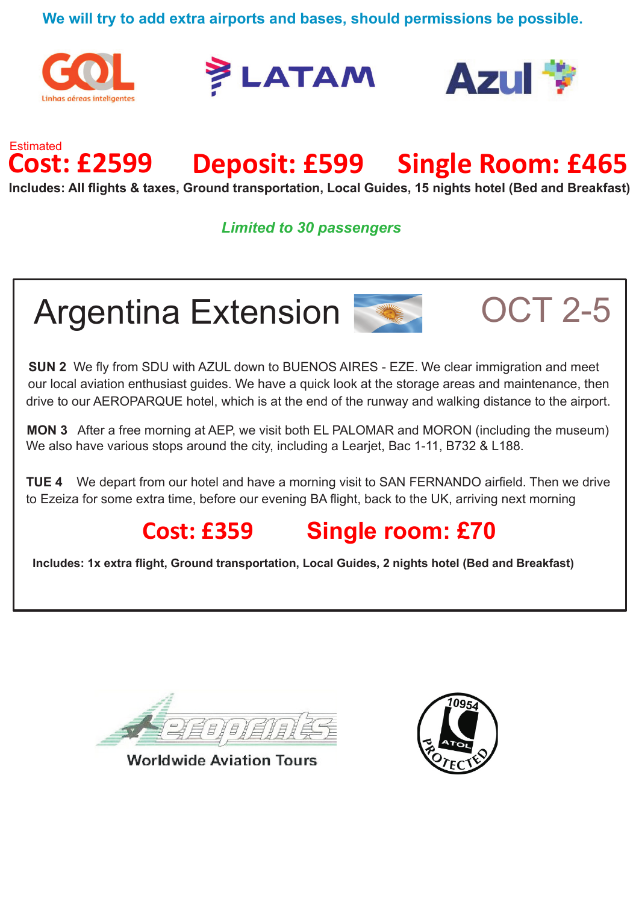We will try to add extra airports and bases, should permissions be possible.

GOL Linhas aéreas inteligentes    LATAM    Azul

Estimated
**Cost: £2599**    **Deposit: £599**    **Single Room: £465**

**Includes: All flights & taxes, Ground transportation, Local Guides, 15 nights hotel (Bed and Breakfast)**

*Limited to 30 passengers*

## Argentina Extension    OCT 2-5

**SUN 2** We fly from SDU with AZUL down to BUENOS AIRES - EZE. We clear immigration and meet our local aviation enthusiast guides. We have a quick look at the storage areas and maintenance, then drive to our AEROPARQUE hotel, which is at the end of the runway and walking distance to the airport.

**MON 3** After a free morning at AEP, we visit both EL PALOMAR and MORON (including the museum) We also have various stops around the city, including a Learjet, Bac 1-11, B732 & L188.

**TUE 4** We depart from our hotel and have a morning visit to SAN FERNANDO airfield. Then we drive to Ezeiza for some extra time, before our evening BA flight, back to the UK, arriving next morning

**Cost: £359**    **Single room: £70**

**Includes: 1x extra flight, Ground transportation, Local Guides, 2 nights hotel (Bed and Breakfast)**

Aeroprints Worldwide Aviation Tours

10954 ATOL PROTECTED